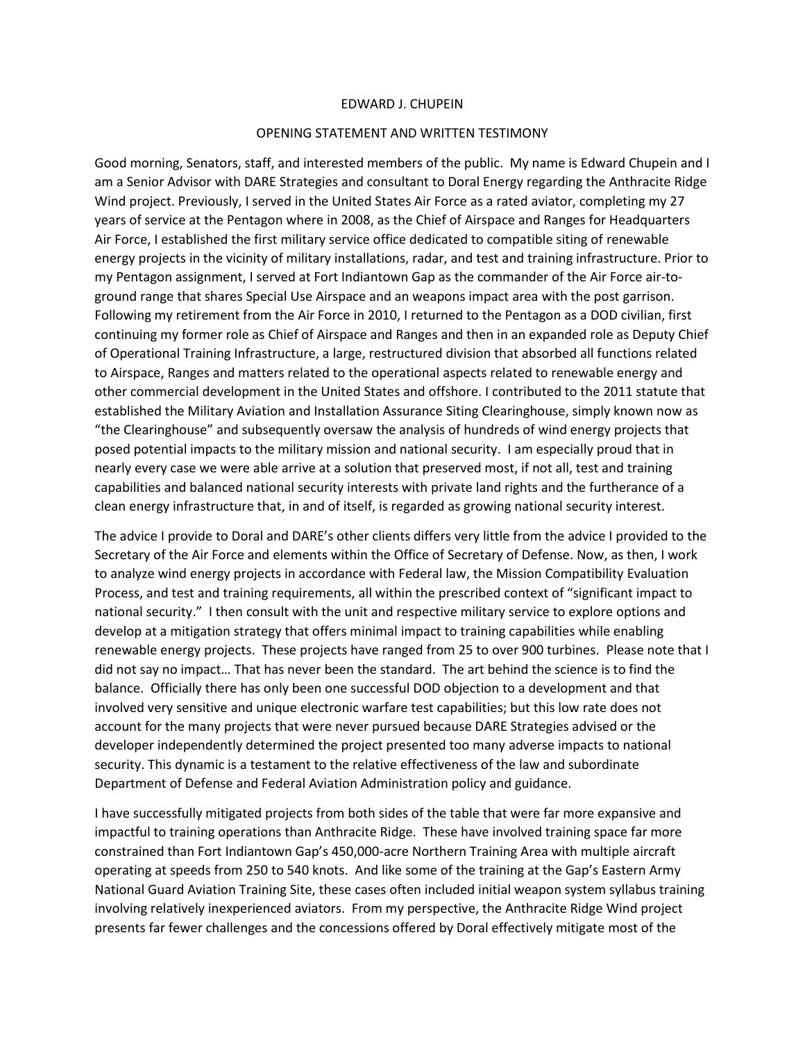EDWARD J. CHUPEIN

OPENING STATEMENT AND WRITTEN TESTIMONY

Good morning, Senators, staff, and interested members of the public. My name is Edward Chupein and I am a Senior Advisor with DARE Strategies and consultant to Doral Energy regarding the Anthracite Ridge Wind project. Previously, I served in the United States Air Force as a rated aviator, completing my 27 years of service at the Pentagon where in 2008, as the Chief of Airspace and Ranges for Headquarters Air Force, I established the first military service office dedicated to compatible siting of renewable energy projects in the vicinity of military installations, radar, and test and training infrastructure. Prior to my Pentagon assignment, I served at Fort Indiantown Gap as the commander of the Air Force air-to-ground range that shares Special Use Airspace and an weapons impact area with the post garrison. Following my retirement from the Air Force in 2010, I returned to the Pentagon as a DOD civilian, first continuing my former role as Chief of Airspace and Ranges and then in an expanded role as Deputy Chief of Operational Training Infrastructure, a large, restructured division that absorbed all functions related to Airspace, Ranges and matters related to the operational aspects related to renewable energy and other commercial development in the United States and offshore. I contributed to the 2011 statute that established the Military Aviation and Installation Assurance Siting Clearinghouse, simply known now as "the Clearinghouse" and subsequently oversaw the analysis of hundreds of wind energy projects that posed potential impacts to the military mission and national security. I am especially proud that in nearly every case we were able arrive at a solution that preserved most, if not all, test and training capabilities and balanced national security interests with private land rights and the furtherance of a clean energy infrastructure that, in and of itself, is regarded as growing national security interest.

The advice I provide to Doral and DARE's other clients differs very little from the advice I provided to the Secretary of the Air Force and elements within the Office of Secretary of Defense. Now, as then, I work to analyze wind energy projects in accordance with Federal law, the Mission Compatibility Evaluation Process, and test and training requirements, all within the prescribed context of "significant impact to national security." I then consult with the unit and respective military service to explore options and develop at a mitigation strategy that offers minimal impact to training capabilities while enabling renewable energy projects. These projects have ranged from 25 to over 900 turbines. Please note that I did not say no impact… That has never been the standard. The art behind the science is to find the balance. Officially there has only been one successful DOD objection to a development and that involved very sensitive and unique electronic warfare test capabilities; but this low rate does not account for the many projects that were never pursued because DARE Strategies advised or the developer independently determined the project presented too many adverse impacts to national security. This dynamic is a testament to the relative effectiveness of the law and subordinate Department of Defense and Federal Aviation Administration policy and guidance.

I have successfully mitigated projects from both sides of the table that were far more expansive and impactful to training operations than Anthracite Ridge. These have involved training space far more constrained than Fort Indiantown Gap's 450,000-acre Northern Training Area with multiple aircraft operating at speeds from 250 to 540 knots. And like some of the training at the Gap's Eastern Army National Guard Aviation Training Site, these cases often included initial weapon system syllabus training involving relatively inexperienced aviators. From my perspective, the Anthracite Ridge Wind project presents far fewer challenges and the concessions offered by Doral effectively mitigate most of the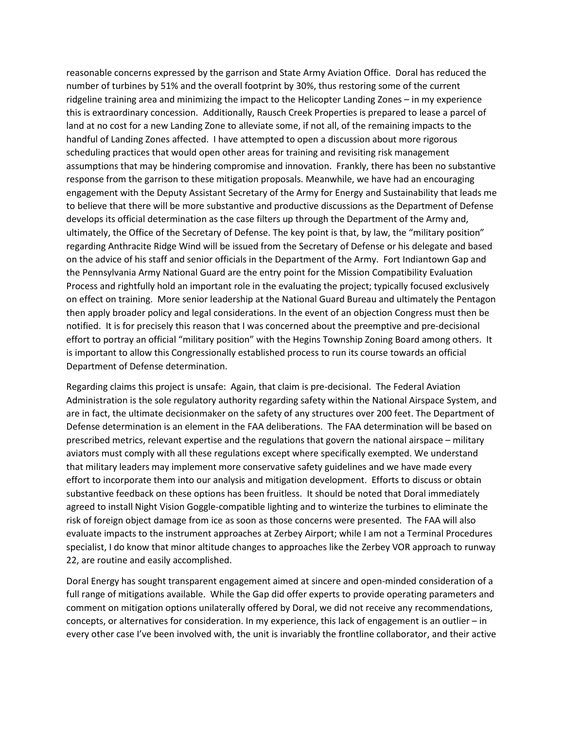reasonable concerns expressed by the garrison and State Army Aviation Office. Doral has reduced the number of turbines by 51% and the overall footprint by 30%, thus restoring some of the current ridgeline training area and minimizing the impact to the Helicopter Landing Zones – in my experience this is extraordinary concession. Additionally, Rausch Creek Properties is prepared to lease a parcel of land at no cost for a new Landing Zone to alleviate some, if not all, of the remaining impacts to the handful of Landing Zones affected. I have attempted to open a discussion about more rigorous scheduling practices that would open other areas for training and revisiting risk management assumptions that may be hindering compromise and innovation. Frankly, there has been no substantive response from the garrison to these mitigation proposals. Meanwhile, we have had an encouraging engagement with the Deputy Assistant Secretary of the Army for Energy and Sustainability that leads me to believe that there will be more substantive and productive discussions as the Department of Defense develops its official determination as the case filters up through the Department of the Army and, ultimately, the Office of the Secretary of Defense. The key point is that, by law, the "military position" regarding Anthracite Ridge Wind will be issued from the Secretary of Defense or his delegate and based on the advice of his staff and senior officials in the Department of the Army. Fort Indiantown Gap and the Pennsylvania Army National Guard are the entry point for the Mission Compatibility Evaluation Process and rightfully hold an important role in the evaluating the project; typically focused exclusively on effect on training. More senior leadership at the National Guard Bureau and ultimately the Pentagon then apply broader policy and legal considerations. In the event of an objection Congress must then be notified. It is for precisely this reason that I was concerned about the preemptive and pre-decisional effort to portray an official "military position" with the Hegins Township Zoning Board among others. It is important to allow this Congressionally established process to run its course towards an official Department of Defense determination.

Regarding claims this project is unsafe: Again, that claim is pre-decisional. The Federal Aviation Administration is the sole regulatory authority regarding safety within the National Airspace System, and are in fact, the ultimate decisionmaker on the safety of any structures over 200 feet. The Department of Defense determination is an element in the FAA deliberations. The FAA determination will be based on prescribed metrics, relevant expertise and the regulations that govern the national airspace – military aviators must comply with all these regulations except where specifically exempted. We understand that military leaders may implement more conservative safety guidelines and we have made every effort to incorporate them into our analysis and mitigation development. Efforts to discuss or obtain substantive feedback on these options has been fruitless. It should be noted that Doral immediately agreed to install Night Vision Goggle-compatible lighting and to winterize the turbines to eliminate the risk of foreign object damage from ice as soon as those concerns were presented. The FAA will also evaluate impacts to the instrument approaches at Zerbey Airport; while I am not a Terminal Procedures specialist, I do know that minor altitude changes to approaches like the Zerbey VOR approach to runway 22, are routine and easily accomplished.

Doral Energy has sought transparent engagement aimed at sincere and open-minded consideration of a full range of mitigations available. While the Gap did offer experts to provide operating parameters and comment on mitigation options unilaterally offered by Doral, we did not receive any recommendations, concepts, or alternatives for consideration. In my experience, this lack of engagement is an outlier – in every other case I've been involved with, the unit is invariably the frontline collaborator, and their active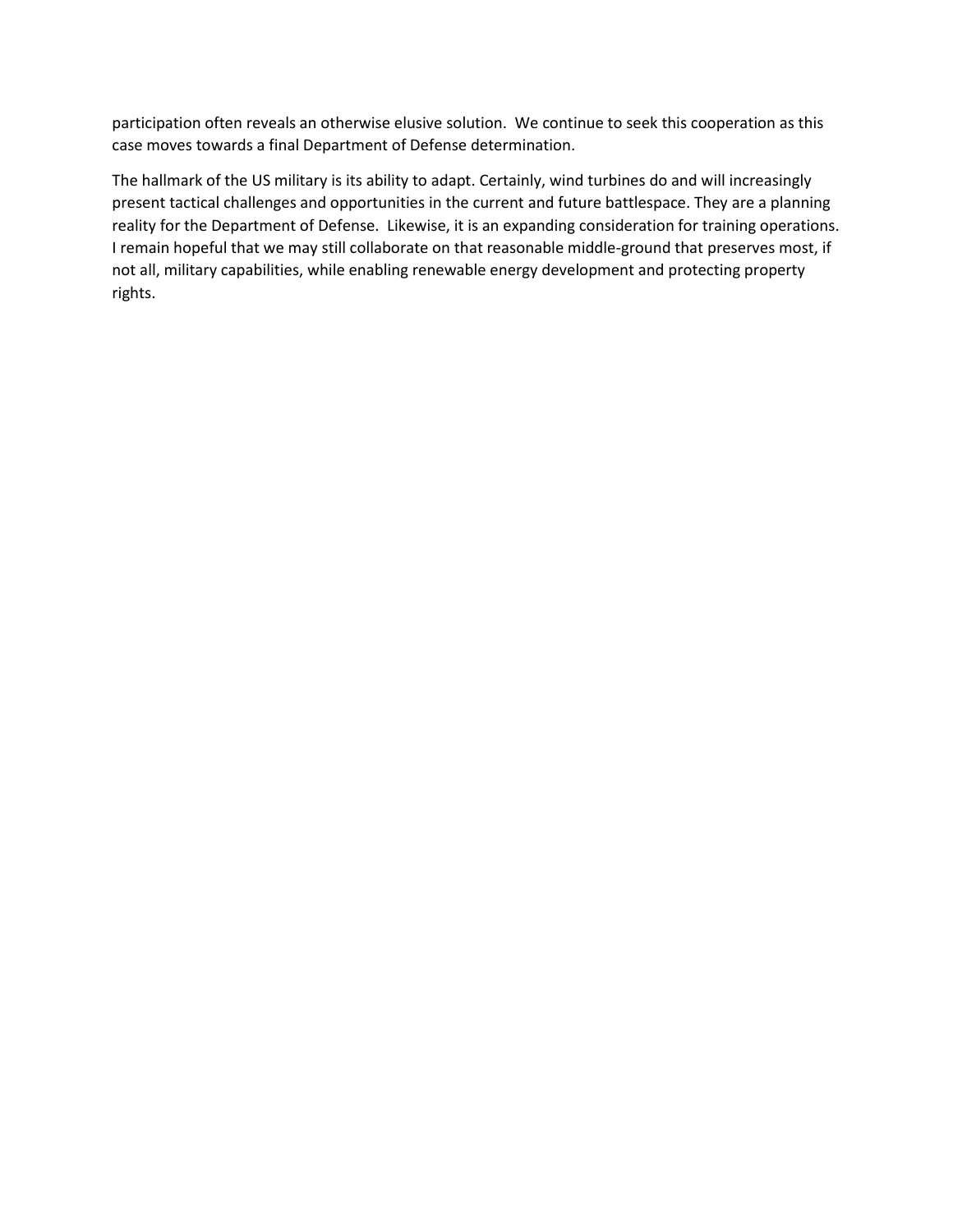participation often reveals an otherwise elusive solution. We continue to seek this cooperation as this case moves towards a final Department of Defense determination.

The hallmark of the US military is its ability to adapt. Certainly, wind turbines do and will increasingly present tactical challenges and opportunities in the current and future battlespace. They are a planning reality for the Department of Defense. Likewise, it is an expanding consideration for training operations. I remain hopeful that we may still collaborate on that reasonable middle-ground that preserves most, if not all, military capabilities, while enabling renewable energy development and protecting property rights.